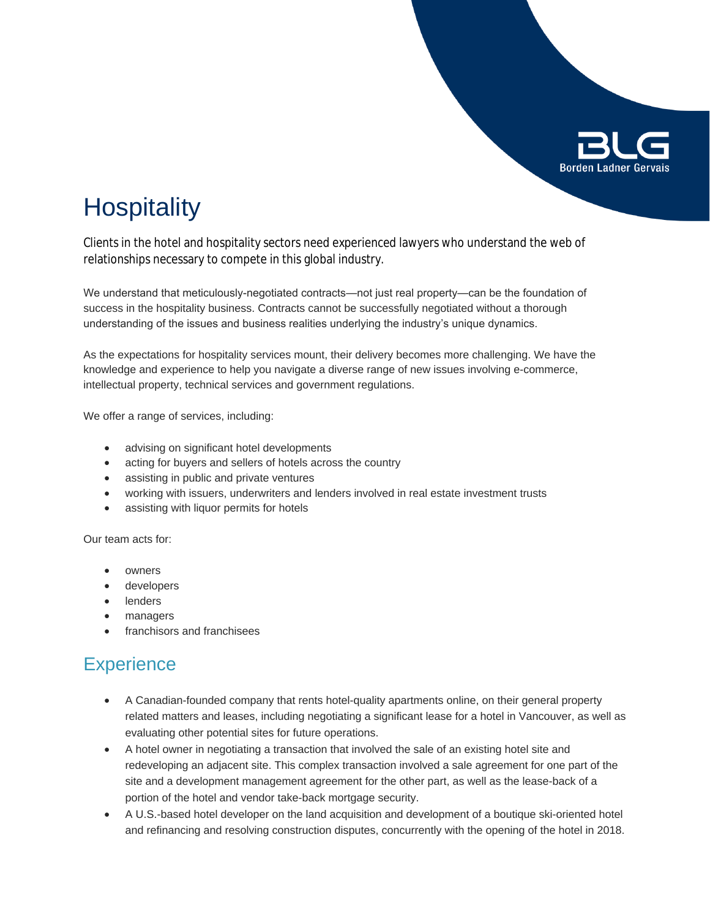# Hospitality

Clients in the hotel and hospitality sectors need experienced lawyers who understand the web of relationships necessary to compete in this global industry.

We understand that meticulously-negotiated contracts—not just real property—can be the foundation of success in the hospitality business. Contracts cannot be successfully negotiated without a thorough understanding of the issues and business realities underlying the industry's unique dynamics.

As the expectations for hospitality services mount, their delivery becomes more challenging. We have the knowledge and experience to help you navigate a diverse range of new issues involving e-commerce, intellectual property, technical services and government regulations.

We offer a range of services, including:

- advising on significant hotel developments
- acting for buyers and sellers of hotels across the country
- assisting in public and private ventures
- working with issuers, underwriters and lenders involved in real estate investment trusts
- assisting with liquor permits for hotels

Our team acts for:

- owners
- developers
- lenders
- managers
- franchisors and franchisees

## Experience

- A Canadian-founded company that rents hotel-quality apartments online, on their general property related matters and leases, including negotiating a significant lease for a hotel in Vancouver, as well as evaluating other potential sites for future operations.
- A hotel owner in negotiating a transaction that involved the sale of an existing hotel site and redeveloping an adjacent site. This complex transaction involved a sale agreement for one part of the site and a development management agreement for the other part, as well as the lease-back of a portion of the hotel and vendor take-back mortgage security.
- A U.S.-based hotel developer on the land acquisition and development of a boutique ski-oriented hotel and refinancing and resolving construction disputes, concurrently with the opening of the hotel in 2018.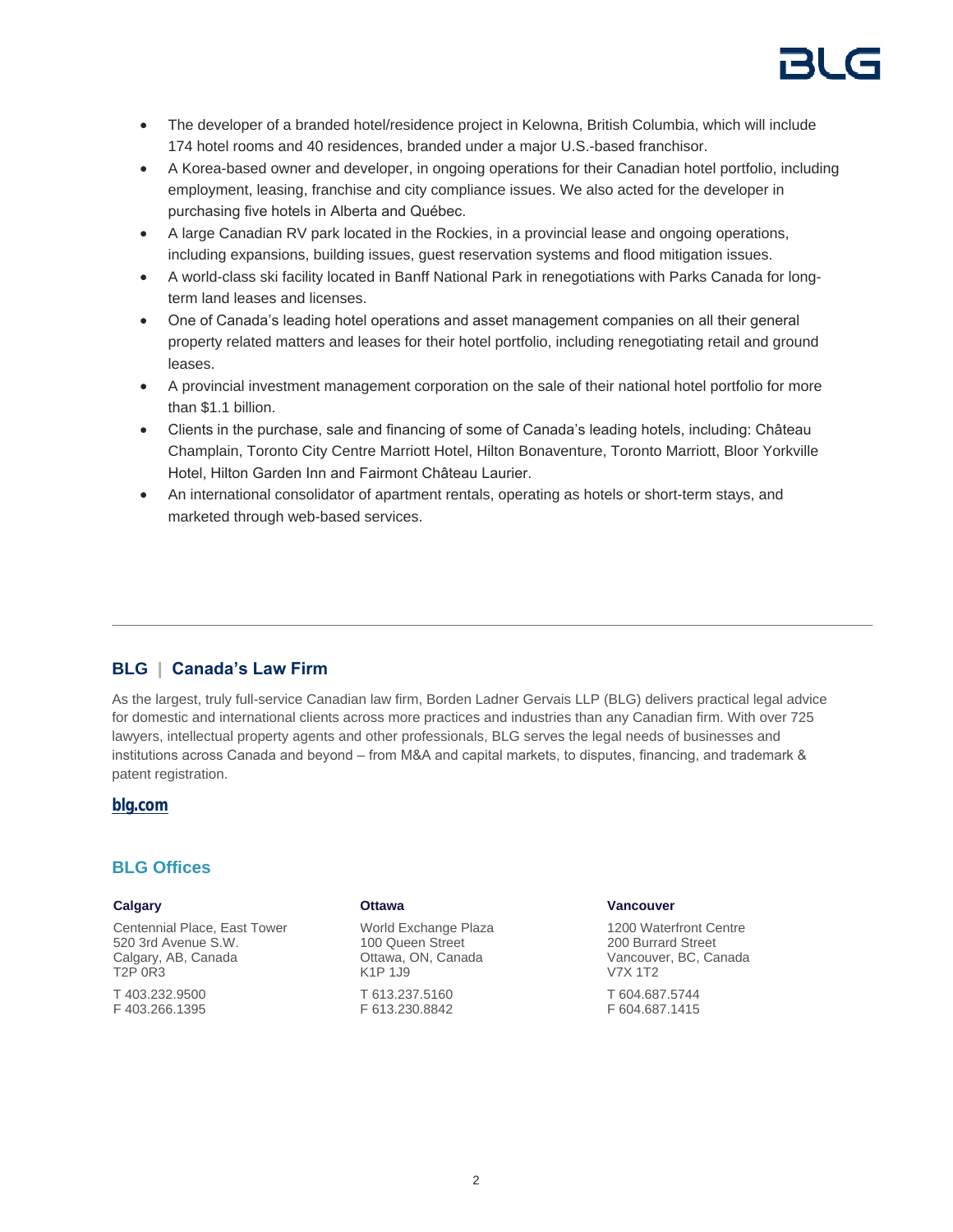- The developer of a branded hotel/residence project in Kelowna, British Columbia, which will include 174 hotel rooms and 40 residences, branded under a major U.S.-based franchisor.
- A Korea-based owner and developer, in ongoing operations for their Canadian hotel portfolio, including employment, leasing, franchise and city compliance issues. We also acted for the developer in purchasing five hotels in Alberta and Québec.
- A large Canadian RV park located in the Rockies, in a provincial lease and ongoing operations, including expansions, building issues, guest reservation systems and flood mitigation issues.
- A world-class ski facility located in Banff National Park in renegotiations with Parks Canada for long-term land leases and licenses.
- One of Canada's leading hotel operations and asset management companies on all their general property related matters and leases for their hotel portfolio, including renegotiating retail and ground leases.
- A provincial investment management corporation on the sale of their national hotel portfolio for more than $1.1 billion.
- Clients in the purchase, sale and financing of some of Canada's leading hotels, including: Château Champlain, Toronto City Centre Marriott Hotel, Hilton Bonaventure, Toronto Marriott, Bloor Yorkville Hotel, Hilton Garden Inn and Fairmont Château Laurier.
- An international consolidator of apartment rentals, operating as hotels or short-term stays, and marketed through web-based services.

---

## BLG | Canada's Law Firm

As the largest, truly full-service Canadian law firm, Borden Ladner Gervais LLP (BLG) delivers practical legal advice for domestic and international clients across more practices and industries than any Canadian firm. With over 725 lawyers, intellectual property agents and other professionals, BLG serves the legal needs of businesses and institutions across Canada and beyond – from M&A and capital markets, to disputes, financing, and trademark & patent registration.

**blg.com**

## BLG Offices

**Calgary**

Centennial Place, East Tower
520 3rd Avenue S.W.
Calgary, AB, Canada
T2P 0R3

T 403.232.9500
F 403.266.1395

**Ottawa**

World Exchange Plaza
100 Queen Street
Ottawa, ON, Canada
K1P 1J9

T 613.237.5160
F 613.230.8842

**Vancouver**

1200 Waterfront Centre
200 Burrard Street
Vancouver, BC, Canada
V7X 1T2

T 604.687.5744
F 604.687.1415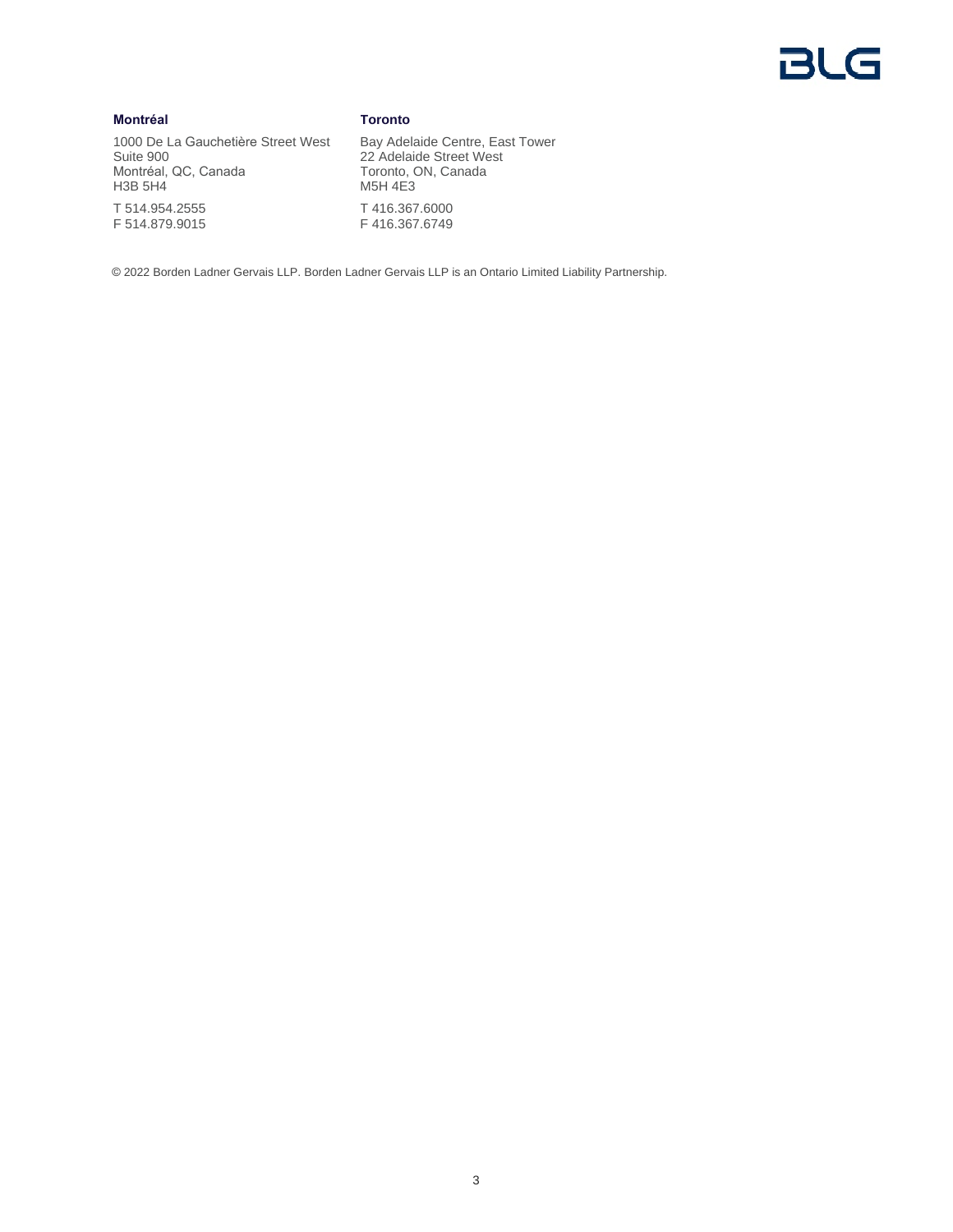BLG

**Montréal**

1000 De La Gauchetière Street West
Suite 900
Montréal, QC, Canada
H3B 5H4

T 514.954.2555
F 514.879.9015

**Toronto**

Bay Adelaide Centre, East Tower
22 Adelaide Street West
Toronto, ON, Canada
M5H 4E3

T 416.367.6000
F 416.367.6749

© 2022 Borden Ladner Gervais LLP. Borden Ladner Gervais LLP is an Ontario Limited Liability Partnership.